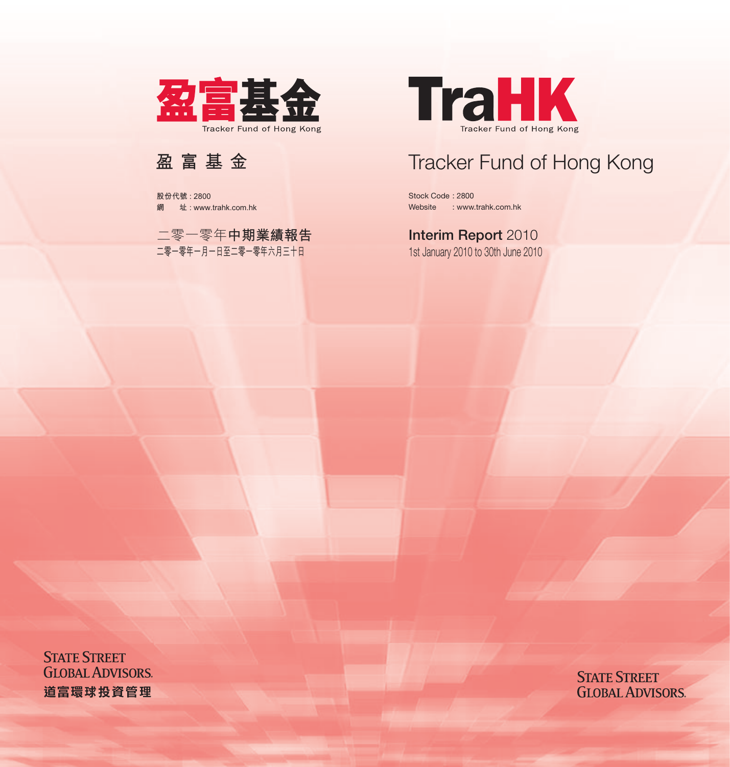# 盈富基金

Tracker Fund of Hong Kong

## 盈 富 基 金

股份代號 : 2800
網　　址 : www.trahk.com.hk

二零一零年**中期業績報告**
二零一零年一月一日至二零一零年六月三十日

# TraHK

Tracker Fund of Hong Kong

## Tracker Fund of Hong Kong

Stock Code : 2800
Website　　: www.trahk.com.hk

**Interim Report** 2010
1st January 2010 to 30th June 2010

STATE STREET GLOBAL ADVISORS.
道富環球投資管理

STATE STREET GLOBAL ADVISORS.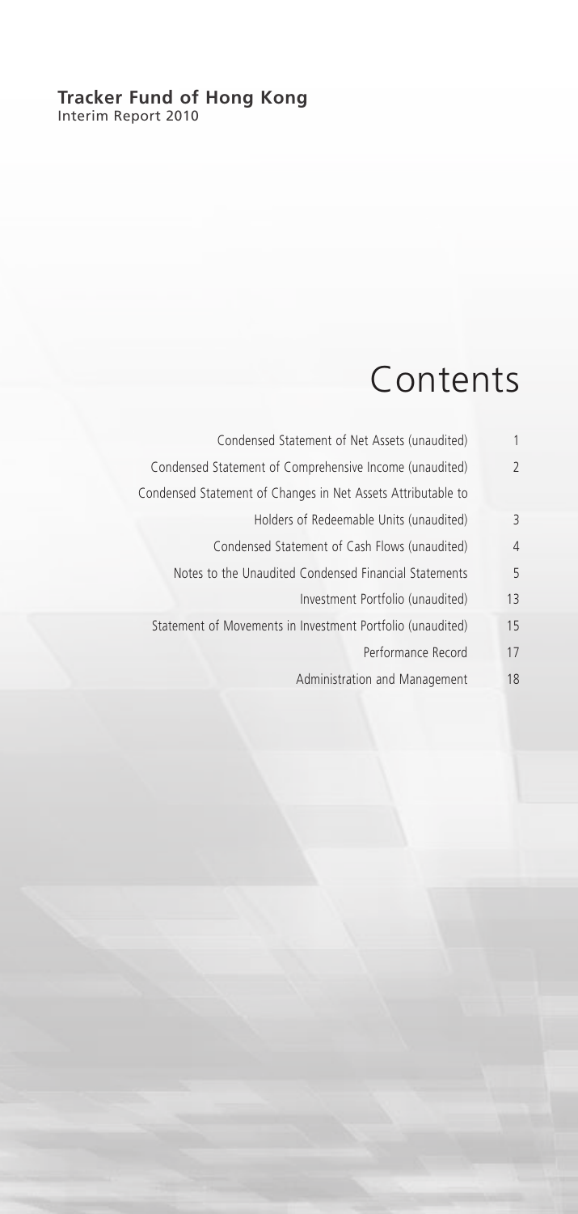**Tracker Fund of Hong Kong**
Interim Report 2010

# Contents

| | |
|---|---|
| Condensed Statement of Net Assets (unaudited) | 1 |
| Condensed Statement of Comprehensive Income (unaudited) | 2 |
| Condensed Statement of Changes in Net Assets Attributable to Holders of Redeemable Units (unaudited) | 3 |
| Condensed Statement of Cash Flows (unaudited) | 4 |
| Notes to the Unaudited Condensed Financial Statements | 5 |
| Investment Portfolio (unaudited) | 13 |
| Statement of Movements in Investment Portfolio (unaudited) | 15 |
| Performance Record | 17 |
| Administration and Management | 18 |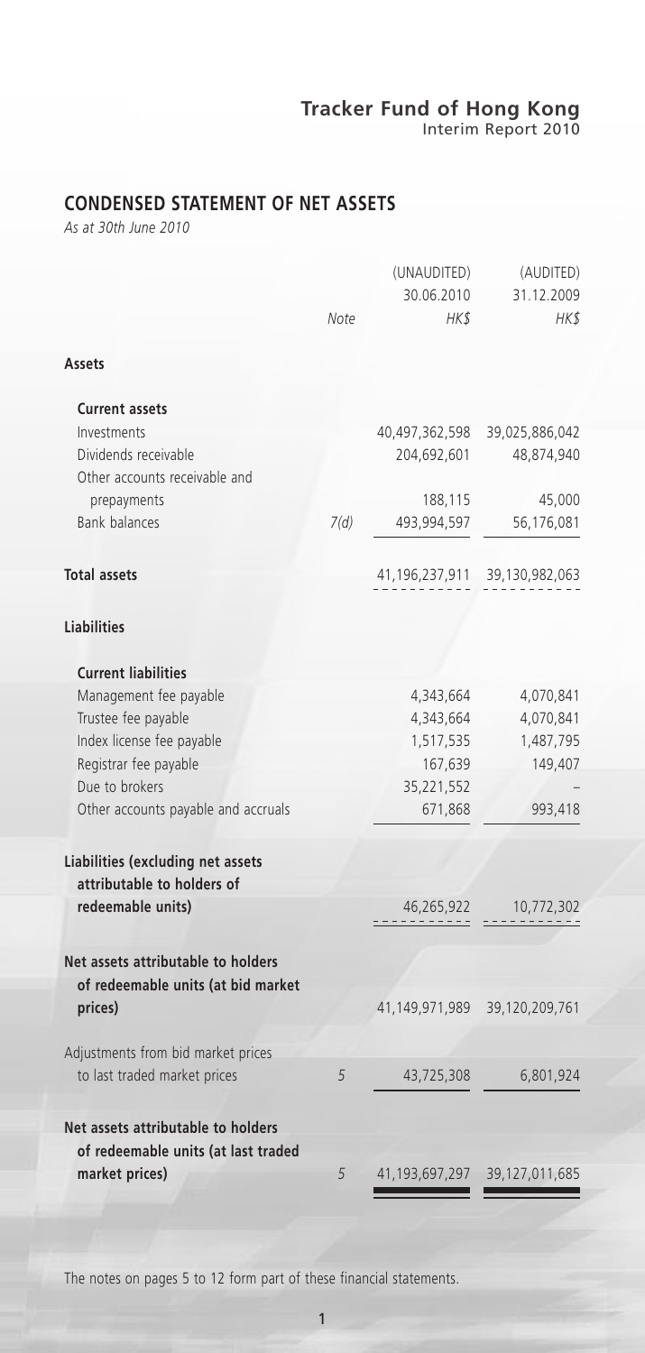## CONDENSED STATEMENT OF NET ASSETS

*As at 30th June 2010*

| | Note | (UNAUDITED) 30.06.2010 HK$ | (AUDITED) 31.12.2009 HK$ |
|---|---|---|---|
| **Assets** | | | |
| **Current assets** | | | |
| Investments | | 40,497,362,598 | 39,025,886,042 |
| Dividends receivable | | 204,692,601 | 48,874,940 |
| Other accounts receivable and prepayments | | 188,115 | 45,000 |
| Bank balances | 7(d) | 493,994,597 | 56,176,081 |
| **Total assets** | | 41,196,237,911 | 39,130,982,063 |
| **Liabilities** | | | |
| **Current liabilities** | | | |
| Management fee payable | | 4,343,664 | 4,070,841 |
| Trustee fee payable | | 4,343,664 | 4,070,841 |
| Index license fee payable | | 1,517,535 | 1,487,795 |
| Registrar fee payable | | 167,639 | 149,407 |
| Due to brokers | | 35,221,552 | – |
| Other accounts payable and accruals | | 671,868 | 993,418 |
| **Liabilities (excluding net assets attributable to holders of redeemable units)** | | 46,265,922 | 10,772,302 |
| **Net assets attributable to holders of redeemable units (at bid market prices)** | | 41,149,971,989 | 39,120,209,761 |
| Adjustments from bid market prices to last traded market prices | 5 | 43,725,308 | 6,801,924 |
| **Net assets attributable to holders of redeemable units (at last traded market prices)** | 5 | 41,193,697,297 | 39,127,011,685 |

The notes on pages 5 to 12 form part of these financial statements.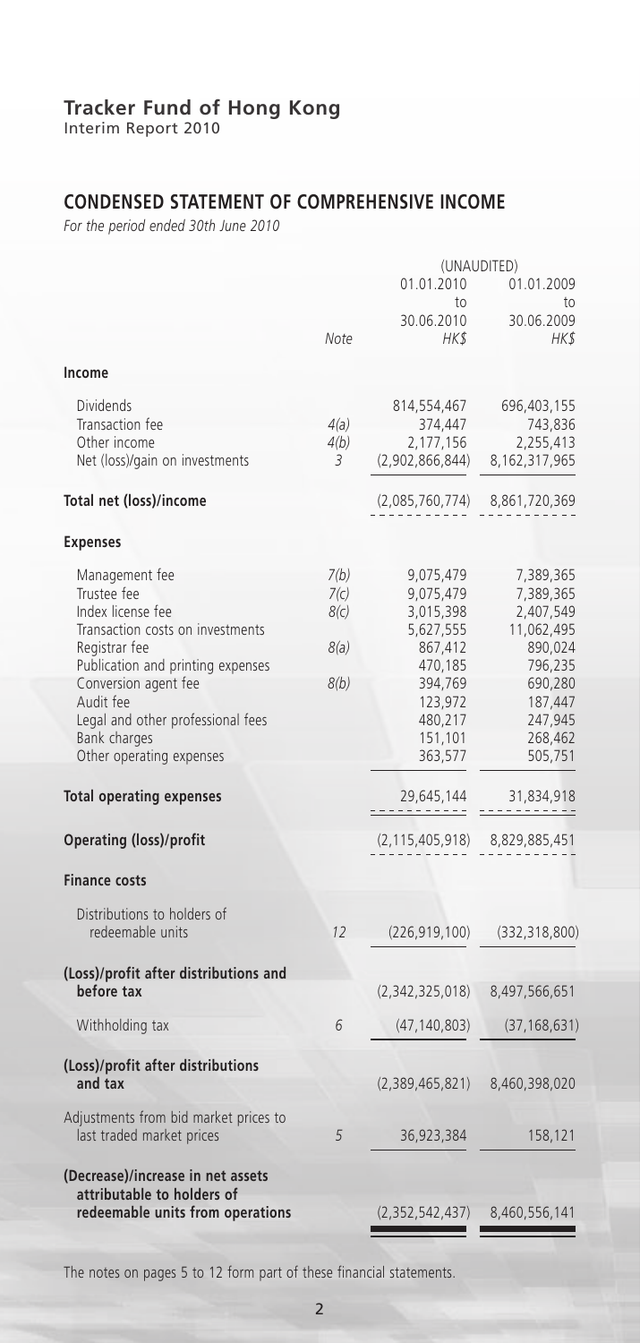# Tracker Fund of Hong Kong

Interim Report 2010

## CONDENSED STATEMENT OF COMPREHENSIVE INCOME

*For the period ended 30th June 2010*

| | Note | (UNAUDITED) 01.01.2010 to 30.06.2010 HK$ | 01.01.2009 to 30.06.2009 HK$ |
|---|---|---|---|
| **Income** | | | |
| Dividends | | 814,554,467 | 696,403,155 |
| Transaction fee | 4(a) | 374,447 | 743,836 |
| Other income | 4(b) | 2,177,156 | 2,255,413 |
| Net (loss)/gain on investments | 3 | (2,902,866,844) | 8,162,317,965 |
| **Total net (loss)/income** | | (2,085,760,774) | 8,861,720,369 |
| **Expenses** | | | |
| Management fee | 7(b) | 9,075,479 | 7,389,365 |
| Trustee fee | 7(c) | 9,075,479 | 7,389,365 |
| Index license fee | 8(c) | 3,015,398 | 2,407,549 |
| Transaction costs on investments | | 5,627,555 | 11,062,495 |
| Registrar fee | 8(a) | 867,412 | 890,024 |
| Publication and printing expenses | | 470,185 | 796,235 |
| Conversion agent fee | 8(b) | 394,769 | 690,280 |
| Audit fee | | 123,972 | 187,447 |
| Legal and other professional fees | | 480,217 | 247,945 |
| Bank charges | | 151,101 | 268,462 |
| Other operating expenses | | 363,577 | 505,751 |
| **Total operating expenses** | | 29,645,144 | 31,834,918 |
| **Operating (loss)/profit** | | (2,115,405,918) | 8,829,885,451 |
| **Finance costs** | | | |
| Distributions to holders of redeemable units | 12 | (226,919,100) | (332,318,800) |
| **(Loss)/profit after distributions and before tax** | | (2,342,325,018) | 8,497,566,651 |
| Withholding tax | 6 | (47,140,803) | (37,168,631) |
| **(Loss)/profit after distributions and tax** | | (2,389,465,821) | 8,460,398,020 |
| Adjustments from bid market prices to last traded market prices | 5 | 36,923,384 | 158,121 |
| **(Decrease)/increase in net assets attributable to holders of redeemable units from operations** | | (2,352,542,437) | 8,460,556,141 |

The notes on pages 5 to 12 form part of these financial statements.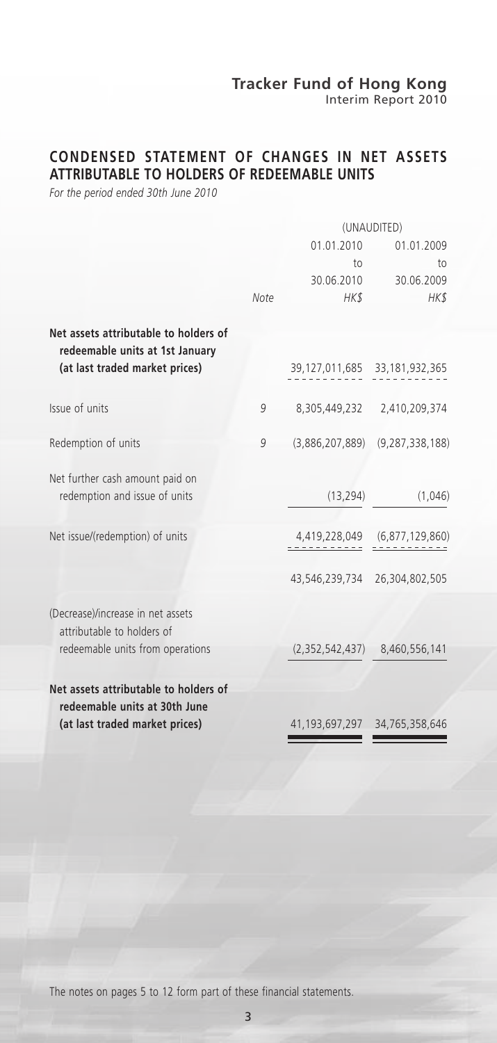## CONDENSED STATEMENT OF CHANGES IN NET ASSETS ATTRIBUTABLE TO HOLDERS OF REDEEMABLE UNITS

*For the period ended 30th June 2010*

| | | (UNAUDITED) | |
|---|---|---|---|
| | | 01.01.2010 to 30.06.2010 | 01.01.2009 to 30.06.2009 |
| | *Note* | *HK$* | *HK$* |
| **Net assets attributable to holders of redeemable units at 1st January (at last traded market prices)** | | 39,127,011,685 | 33,181,932,365 |
| Issue of units | 9 | 8,305,449,232 | 2,410,209,374 |
| Redemption of units | 9 | (3,886,207,889) | (9,287,338,188) |
| Net further cash amount paid on redemption and issue of units | | (13,294) | (1,046) |
| Net issue/(redemption) of units | | 4,419,228,049 | (6,877,129,860) |
| | | 43,546,239,734 | 26,304,802,505 |
| (Decrease)/increase in net assets attributable to holders of redeemable units from operations | | (2,352,542,437) | 8,460,556,141 |
| **Net assets attributable to holders of redeemable units at 30th June (at last traded market prices)** | | 41,193,697,297 | 34,765,358,646 |

The notes on pages 5 to 12 form part of these financial statements.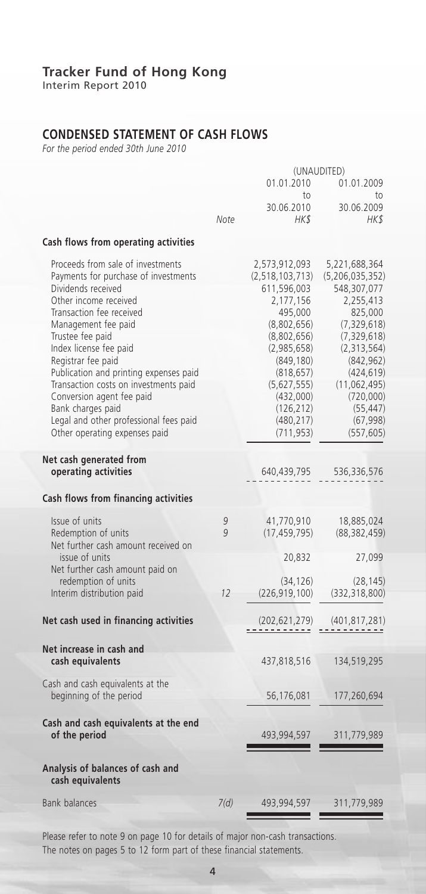## Tracker Fund of Hong Kong

Interim Report 2010

## CONDENSED STATEMENT OF CASH FLOWS

*For the period ended 30th June 2010*

| | Note | (UNAUDITED) 01.01.2010 to 30.06.2010 HK$ | 01.01.2009 to 30.06.2009 HK$ |
|---|---|---|---|
| **Cash flows from operating activities** | | | |
| Proceeds from sale of investments | | 2,573,912,093 | 5,221,688,364 |
| Payments for purchase of investments | | (2,518,103,713) | (5,206,035,352) |
| Dividends received | | 611,596,003 | 548,307,077 |
| Other income received | | 2,177,156 | 2,255,413 |
| Transaction fee received | | 495,000 | 825,000 |
| Management fee paid | | (8,802,656) | (7,329,618) |
| Trustee fee paid | | (8,802,656) | (7,329,618) |
| Index license fee paid | | (2,985,658) | (2,313,564) |
| Registrar fee paid | | (849,180) | (842,962) |
| Publication and printing expenses paid | | (818,657) | (424,619) |
| Transaction costs on investments paid | | (5,627,555) | (11,062,495) |
| Conversion agent fee paid | | (432,000) | (720,000) |
| Bank charges paid | | (126,212) | (55,447) |
| Legal and other professional fees paid | | (480,217) | (67,998) |
| Other operating expenses paid | | (711,953) | (557,605) |
| **Net cash generated from operating activities** | | 640,439,795 | 536,336,576 |
| **Cash flows from financing activities** | | | |
| Issue of units | 9 | 41,770,910 | 18,885,024 |
| Redemption of units | 9 | (17,459,795) | (88,382,459) |
| Net further cash amount received on issue of units | | 20,832 | 27,099 |
| Net further cash amount paid on redemption of units | | (34,126) | (28,145) |
| Interim distribution paid | 12 | (226,919,100) | (332,318,800) |
| **Net cash used in financing activities** | | (202,621,279) | (401,817,281) |
| **Net increase in cash and cash equivalents** | | 437,818,516 | 134,519,295 |
| Cash and cash equivalents at the beginning of the period | | 56,176,081 | 177,260,694 |
| **Cash and cash equivalents at the end of the period** | | 493,994,597 | 311,779,989 |
| **Analysis of balances of cash and cash equivalents** | | | |
| Bank balances | 7(d) | 493,994,597 | 311,779,989 |

Please refer to note 9 on page 10 for details of major non-cash transactions.
The notes on pages 5 to 12 form part of these financial statements.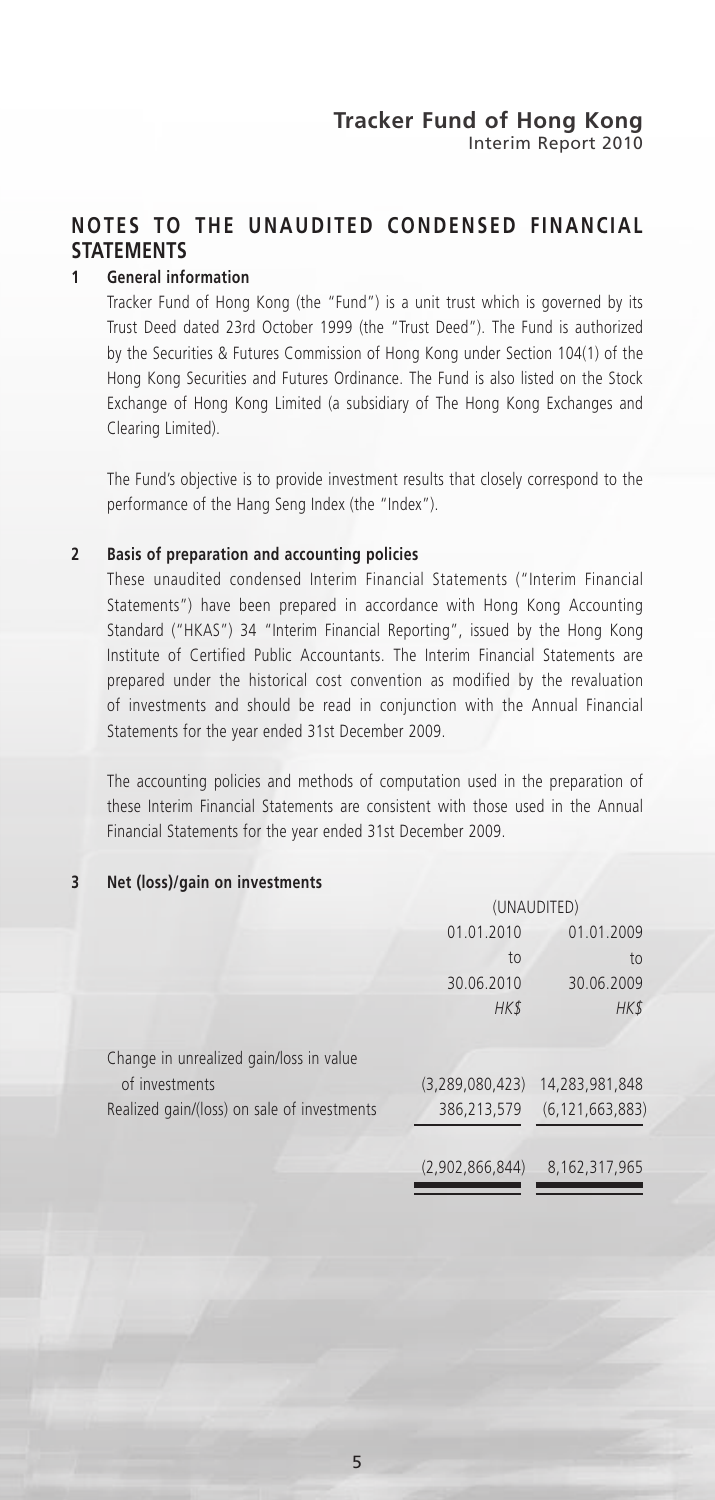## NOTES TO THE UNAUDITED CONDENSED FINANCIAL STATEMENTS

### 1 General information

Tracker Fund of Hong Kong (the "Fund") is a unit trust which is governed by its Trust Deed dated 23rd October 1999 (the "Trust Deed"). The Fund is authorized by the Securities & Futures Commission of Hong Kong under Section 104(1) of the Hong Kong Securities and Futures Ordinance. The Fund is also listed on the Stock Exchange of Hong Kong Limited (a subsidiary of The Hong Kong Exchanges and Clearing Limited).

The Fund's objective is to provide investment results that closely correspond to the performance of the Hang Seng Index (the "Index").

### 2 Basis of preparation and accounting policies

These unaudited condensed Interim Financial Statements ("Interim Financial Statements") have been prepared in accordance with Hong Kong Accounting Standard ("HKAS") 34 "Interim Financial Reporting", issued by the Hong Kong Institute of Certified Public Accountants. The Interim Financial Statements are prepared under the historical cost convention as modified by the revaluation of investments and should be read in conjunction with the Annual Financial Statements for the year ended 31st December 2009.

The accounting policies and methods of computation used in the preparation of these Interim Financial Statements are consistent with those used in the Annual Financial Statements for the year ended 31st December 2009.

### 3 Net (loss)/gain on investments

| | (UNAUDITED) | |
|---|---|---|
| | 01.01.2010 to 30.06.2010 | 01.01.2009 to 30.06.2009 |
| | *HK$* | *HK$* |
| Change in unrealized gain/loss in value of investments | (3,289,080,423) | 14,283,981,848 |
| Realized gain/(loss) on sale of investments | 386,213,579 | (6,121,663,883) |
| | (2,902,866,844) | 8,162,317,965 |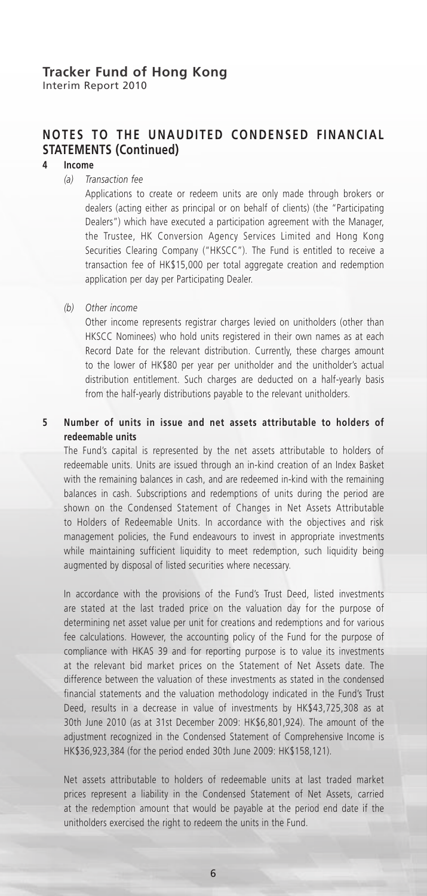## NOTES TO THE UNAUDITED CONDENSED FINANCIAL STATEMENTS (Continued)

**4 Income**

*(a) Transaction fee*

Applications to create or redeem units are only made through brokers or dealers (acting either as principal or on behalf of clients) (the "Participating Dealers") which have executed a participation agreement with the Manager, the Trustee, HK Conversion Agency Services Limited and Hong Kong Securities Clearing Company ("HKSCC"). The Fund is entitled to receive a transaction fee of HK$15,000 per total aggregate creation and redemption application per day per Participating Dealer.

*(b) Other income*

Other income represents registrar charges levied on unitholders (other than HKSCC Nominees) who hold units registered in their own names as at each Record Date for the relevant distribution. Currently, these charges amount to the lower of HK$80 per year per unitholder and the unitholder's actual distribution entitlement. Such charges are deducted on a half-yearly basis from the half-yearly distributions payable to the relevant unitholders.

**5 Number of units in issue and net assets attributable to holders of redeemable units**

The Fund's capital is represented by the net assets attributable to holders of redeemable units. Units are issued through an in-kind creation of an Index Basket with the remaining balances in cash, and are redeemed in-kind with the remaining balances in cash. Subscriptions and redemptions of units during the period are shown on the Condensed Statement of Changes in Net Assets Attributable to Holders of Redeemable Units. In accordance with the objectives and risk management policies, the Fund endeavours to invest in appropriate investments while maintaining sufficient liquidity to meet redemption, such liquidity being augmented by disposal of listed securities where necessary.

In accordance with the provisions of the Fund's Trust Deed, listed investments are stated at the last traded price on the valuation day for the purpose of determining net asset value per unit for creations and redemptions and for various fee calculations. However, the accounting policy of the Fund for the purpose of compliance with HKAS 39 and for reporting purpose is to value its investments at the relevant bid market prices on the Statement of Net Assets date. The difference between the valuation of these investments as stated in the condensed financial statements and the valuation methodology indicated in the Fund's Trust Deed, results in a decrease in value of investments by HK$43,725,308 as at 30th June 2010 (as at 31st December 2009: HK$6,801,924). The amount of the adjustment recognized in the Condensed Statement of Comprehensive Income is HK$36,923,384 (for the period ended 30th June 2009: HK$158,121).

Net assets attributable to holders of redeemable units at last traded market prices represent a liability in the Condensed Statement of Net Assets, carried at the redemption amount that would be payable at the period end date if the unitholders exercised the right to redeem the units in the Fund.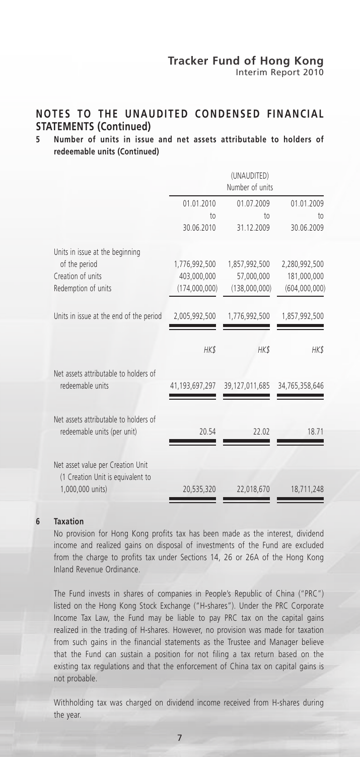## NOTES TO THE UNAUDITED CONDENSED FINANCIAL STATEMENTS (Continued)

### 5 Number of units in issue and net assets attributable to holders of redeemable units (Continued)

| | (UNAUDITED) Number of units | | |
|---|---|---|---|
| | 01.01.2010 to 30.06.2010 | 01.07.2009 to 31.12.2009 | 01.01.2009 to 30.06.2009 |
| Units in issue at the beginning of the period | 1,776,992,500 | 1,857,992,500 | 2,280,992,500 |
| Creation of units | 403,000,000 | 57,000,000 | 181,000,000 |
| Redemption of units | (174,000,000) | (138,000,000) | (604,000,000) |
| Units in issue at the end of the period | 2,005,992,500 | 1,776,992,500 | 1,857,992,500 |
| | *HK$* | *HK$* | *HK$* |
| Net assets attributable to holders of redeemable units | 41,193,697,297 | 39,127,011,685 | 34,765,358,646 |
| Net assets attributable to holders of redeemable units (per unit) | 20.54 | 22.02 | 18.71 |
| Net asset value per Creation Unit (1 Creation Unit is equivalent to 1,000,000 units) | 20,535,320 | 22,018,670 | 18,711,248 |

### 6 Taxation

No provision for Hong Kong profits tax has been made as the interest, dividend income and realized gains on disposal of investments of the Fund are excluded from the charge to profits tax under Sections 14, 26 or 26A of the Hong Kong Inland Revenue Ordinance.

The Fund invests in shares of companies in People's Republic of China ("PRC") listed on the Hong Kong Stock Exchange ("H-shares"). Under the PRC Corporate Income Tax Law, the Fund may be liable to pay PRC tax on the capital gains realized in the trading of H-shares. However, no provision was made for taxation from such gains in the financial statements as the Trustee and Manager believe that the Fund can sustain a position for not filing a tax return based on the existing tax regulations and that the enforcement of China tax on capital gains is not probable.

Withholding tax was charged on dividend income received from H-shares during the year.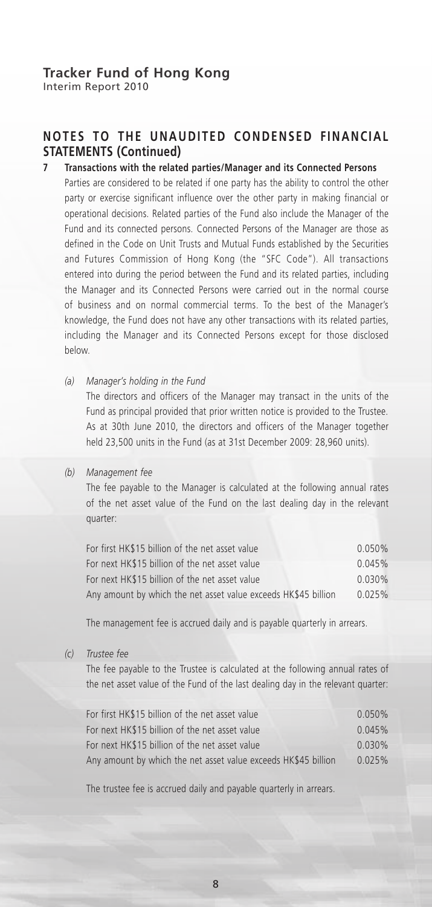## NOTES TO THE UNAUDITED CONDENSED FINANCIAL STATEMENTS (Continued)

**7 Transactions with the related parties/Manager and its Connected Persons**

Parties are considered to be related if one party has the ability to control the other party or exercise significant influence over the other party in making financial or operational decisions. Related parties of the Fund also include the Manager of the Fund and its connected persons. Connected Persons of the Manager are those as defined in the Code on Unit Trusts and Mutual Funds established by the Securities and Futures Commission of Hong Kong (the "SFC Code"). All transactions entered into during the period between the Fund and its related parties, including the Manager and its Connected Persons were carried out in the normal course of business and on normal commercial terms. To the best of the Manager's knowledge, the Fund does not have any other transactions with its related parties, including the Manager and its Connected Persons except for those disclosed below.

*(a) Manager's holding in the Fund*

The directors and officers of the Manager may transact in the units of the Fund as principal provided that prior written notice is provided to the Trustee. As at 30th June 2010, the directors and officers of the Manager together held 23,500 units in the Fund (as at 31st December 2009: 28,960 units).

*(b) Management fee*

The fee payable to the Manager is calculated at the following annual rates of the net asset value of the Fund on the last dealing day in the relevant quarter:

| | |
|---|---|
| For first HK$15 billion of the net asset value | 0.050% |
| For next HK$15 billion of the net asset value | 0.045% |
| For next HK$15 billion of the net asset value | 0.030% |
| Any amount by which the net asset value exceeds HK$45 billion | 0.025% |

The management fee is accrued daily and is payable quarterly in arrears.

*(c) Trustee fee*

The fee payable to the Trustee is calculated at the following annual rates of the net asset value of the Fund of the last dealing day in the relevant quarter:

| | |
|---|---|
| For first HK$15 billion of the net asset value | 0.050% |
| For next HK$15 billion of the net asset value | 0.045% |
| For next HK$15 billion of the net asset value | 0.030% |
| Any amount by which the net asset value exceeds HK$45 billion | 0.025% |

The trustee fee is accrued daily and payable quarterly in arrears.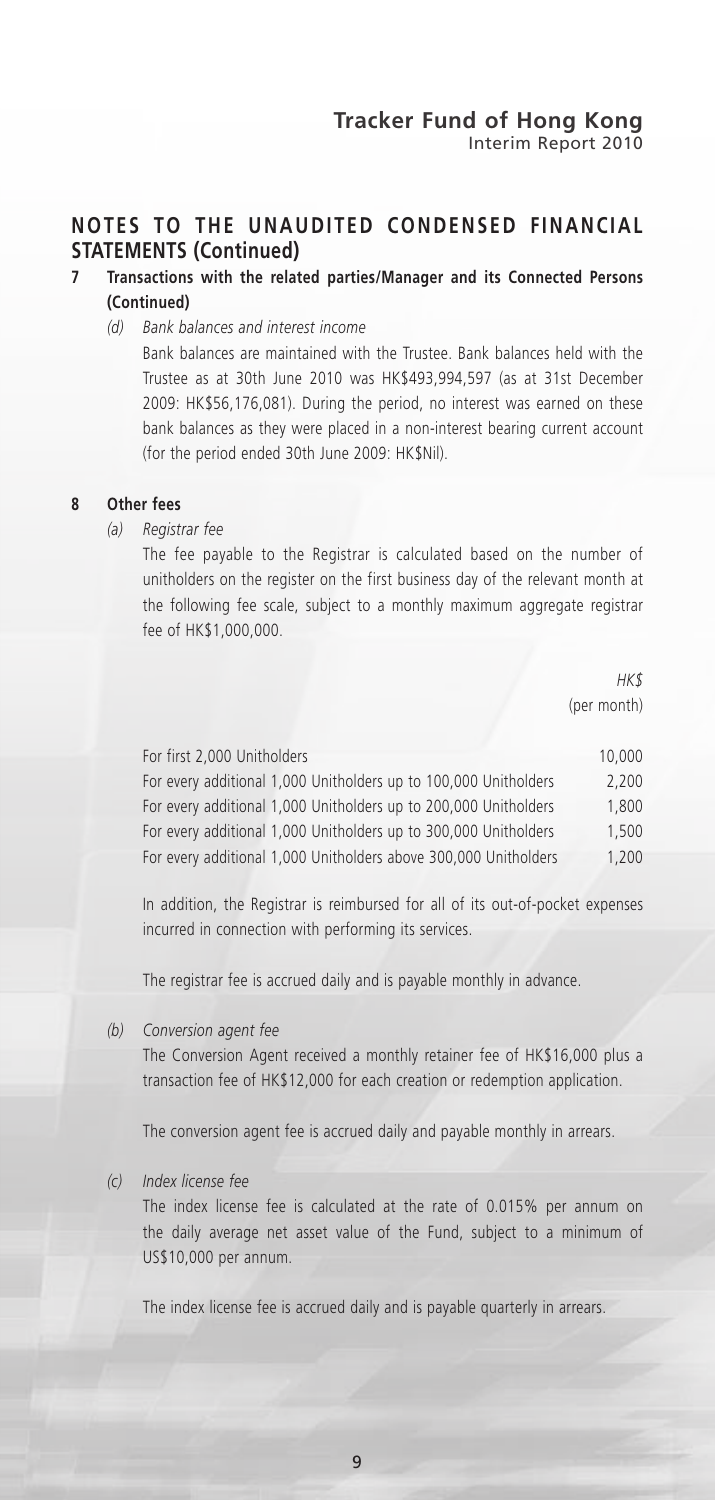## NOTES TO THE UNAUDITED CONDENSED FINANCIAL STATEMENTS (Continued)

### 7 Transactions with the related parties/Manager and its Connected Persons (Continued)

*(d) Bank balances and interest income*

Bank balances are maintained with the Trustee. Bank balances held with the Trustee as at 30th June 2010 was HK$493,994,597 (as at 31st December 2009: HK$56,176,081). During the period, no interest was earned on these bank balances as they were placed in a non-interest bearing current account (for the period ended 30th June 2009: HK$Nil).

### 8 Other fees

*(a) Registrar fee*

The fee payable to the Registrar is calculated based on the number of unitholders on the register on the first business day of the relevant month at the following fee scale, subject to a monthly maximum aggregate registrar fee of HK$1,000,000.

| | *HK$* (per month) |
|---|---|
| For first 2,000 Unitholders | 10,000 |
| For every additional 1,000 Unitholders up to 100,000 Unitholders | 2,200 |
| For every additional 1,000 Unitholders up to 200,000 Unitholders | 1,800 |
| For every additional 1,000 Unitholders up to 300,000 Unitholders | 1,500 |
| For every additional 1,000 Unitholders above 300,000 Unitholders | 1,200 |

In addition, the Registrar is reimbursed for all of its out-of-pocket expenses incurred in connection with performing its services.

The registrar fee is accrued daily and is payable monthly in advance.

*(b) Conversion agent fee*

The Conversion Agent received a monthly retainer fee of HK$16,000 plus a transaction fee of HK$12,000 for each creation or redemption application.

The conversion agent fee is accrued daily and payable monthly in arrears.

*(c) Index license fee*

The index license fee is calculated at the rate of 0.015% per annum on the daily average net asset value of the Fund, subject to a minimum of US$10,000 per annum.

The index license fee is accrued daily and is payable quarterly in arrears.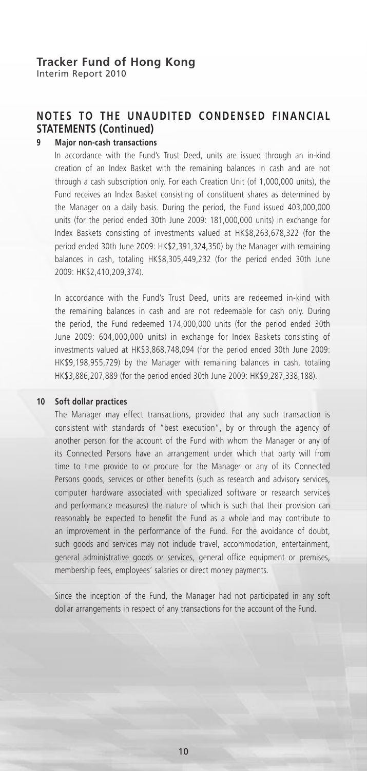## NOTES TO THE UNAUDITED CONDENSED FINANCIAL STATEMENTS (Continued)

### 9 Major non-cash transactions

In accordance with the Fund's Trust Deed, units are issued through an in-kind creation of an Index Basket with the remaining balances in cash and are not through a cash subscription only. For each Creation Unit (of 1,000,000 units), the Fund receives an Index Basket consisting of constituent shares as determined by the Manager on a daily basis. During the period, the Fund issued 403,000,000 units (for the period ended 30th June 2009: 181,000,000 units) in exchange for Index Baskets consisting of investments valued at HK$8,263,678,322 (for the period ended 30th June 2009: HK$2,391,324,350) by the Manager with remaining balances in cash, totaling HK$8,305,449,232 (for the period ended 30th June 2009: HK$2,410,209,374).

In accordance with the Fund's Trust Deed, units are redeemed in-kind with the remaining balances in cash and are not redeemable for cash only. During the period, the Fund redeemed 174,000,000 units (for the period ended 30th June 2009: 604,000,000 units) in exchange for Index Baskets consisting of investments valued at HK$3,868,748,094 (for the period ended 30th June 2009: HK$9,198,955,729) by the Manager with remaining balances in cash, totaling HK$3,886,207,889 (for the period ended 30th June 2009: HK$9,287,338,188).

### 10 Soft dollar practices

The Manager may effect transactions, provided that any such transaction is consistent with standards of "best execution", by or through the agency of another person for the account of the Fund with whom the Manager or any of its Connected Persons have an arrangement under which that party will from time to time provide to or procure for the Manager or any of its Connected Persons goods, services or other benefits (such as research and advisory services, computer hardware associated with specialized software or research services and performance measures) the nature of which is such that their provision can reasonably be expected to benefit the Fund as a whole and may contribute to an improvement in the performance of the Fund. For the avoidance of doubt, such goods and services may not include travel, accommodation, entertainment, general administrative goods or services, general office equipment or premises, membership fees, employees' salaries or direct money payments.

Since the inception of the Fund, the Manager had not participated in any soft dollar arrangements in respect of any transactions for the account of the Fund.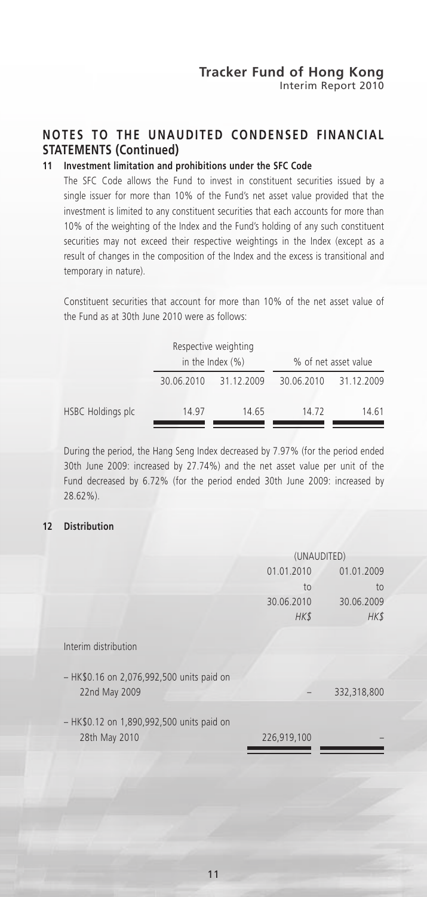## NOTES TO THE UNAUDITED CONDENSED FINANCIAL STATEMENTS (Continued)

### 11 Investment limitation and prohibitions under the SFC Code

The SFC Code allows the Fund to invest in constituent securities issued by a single issuer for more than 10% of the Fund's net asset value provided that the investment is limited to any constituent securities that each accounts for more than 10% of the weighting of the Index and the Fund's holding of any such constituent securities may not exceed their respective weightings in the Index (except as a result of changes in the composition of the Index and the excess is transitional and temporary in nature).

Constituent securities that account for more than 10% of the net asset value of the Fund as at 30th June 2010 were as follows:

| | Respective weighting in the Index (%) | | % of net asset value | |
|---|---|---|---|---|
| | 30.06.2010 | 31.12.2009 | 30.06.2010 | 31.12.2009 |
| HSBC Holdings plc | 14.97 | 14.65 | 14.72 | 14.61 |

During the period, the Hang Seng Index decreased by 7.97% (for the period ended 30th June 2009: increased by 27.74%) and the net asset value per unit of the Fund decreased by 6.72% (for the period ended 30th June 2009: increased by 28.62%).

### 12 Distribution

| | (UNAUDITED) | |
|---|---|---|
| | 01.01.2010 to 30.06.2010 *HK$* | 01.01.2009 to 30.06.2009 *HK$* |
| Interim distribution | | |
| – HK$0.16 on 2,076,992,500 units paid on 22nd May 2009 | – | 332,318,800 |
| – HK$0.12 on 1,890,992,500 units paid on 28th May 2010 | 226,919,100 | – |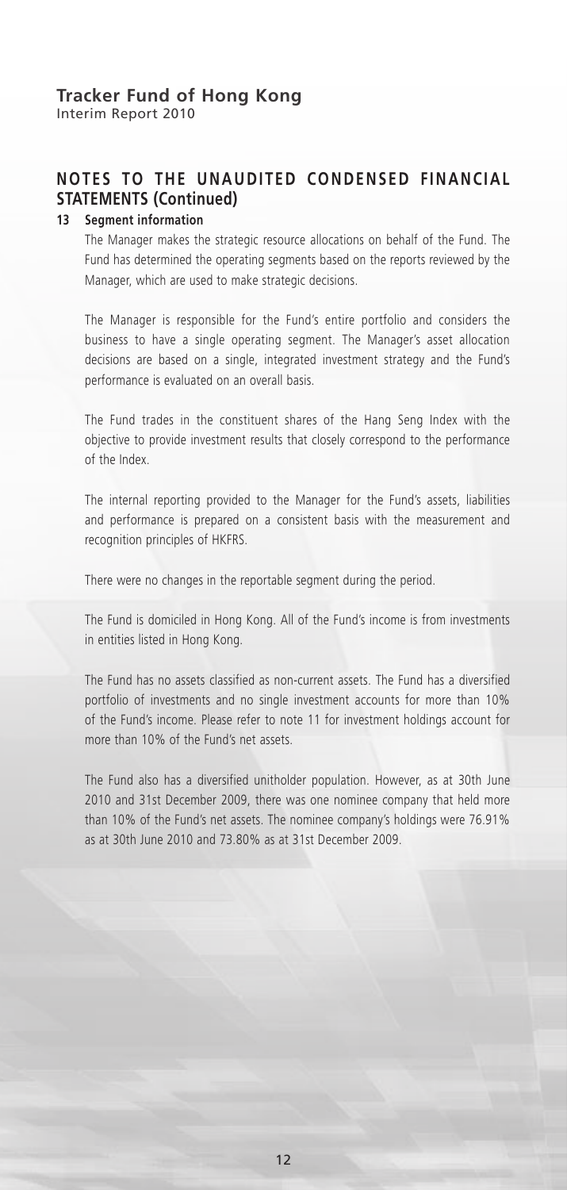## NOTES TO THE UNAUDITED CONDENSED FINANCIAL STATEMENTS (Continued)

**13 Segment information**

The Manager makes the strategic resource allocations on behalf of the Fund. The Fund has determined the operating segments based on the reports reviewed by the Manager, which are used to make strategic decisions.

The Manager is responsible for the Fund's entire portfolio and considers the business to have a single operating segment. The Manager's asset allocation decisions are based on a single, integrated investment strategy and the Fund's performance is evaluated on an overall basis.

The Fund trades in the constituent shares of the Hang Seng Index with the objective to provide investment results that closely correspond to the performance of the Index.

The internal reporting provided to the Manager for the Fund's assets, liabilities and performance is prepared on a consistent basis with the measurement and recognition principles of HKFRS.

There were no changes in the reportable segment during the period.

The Fund is domiciled in Hong Kong. All of the Fund's income is from investments in entities listed in Hong Kong.

The Fund has no assets classified as non-current assets. The Fund has a diversified portfolio of investments and no single investment accounts for more than 10% of the Fund's income. Please refer to note 11 for investment holdings account for more than 10% of the Fund's net assets.

The Fund also has a diversified unitholder population. However, as at 30th June 2010 and 31st December 2009, there was one nominee company that held more than 10% of the Fund's net assets. The nominee company's holdings were 76.91% as at 30th June 2010 and 73.80% as at 31st December 2009.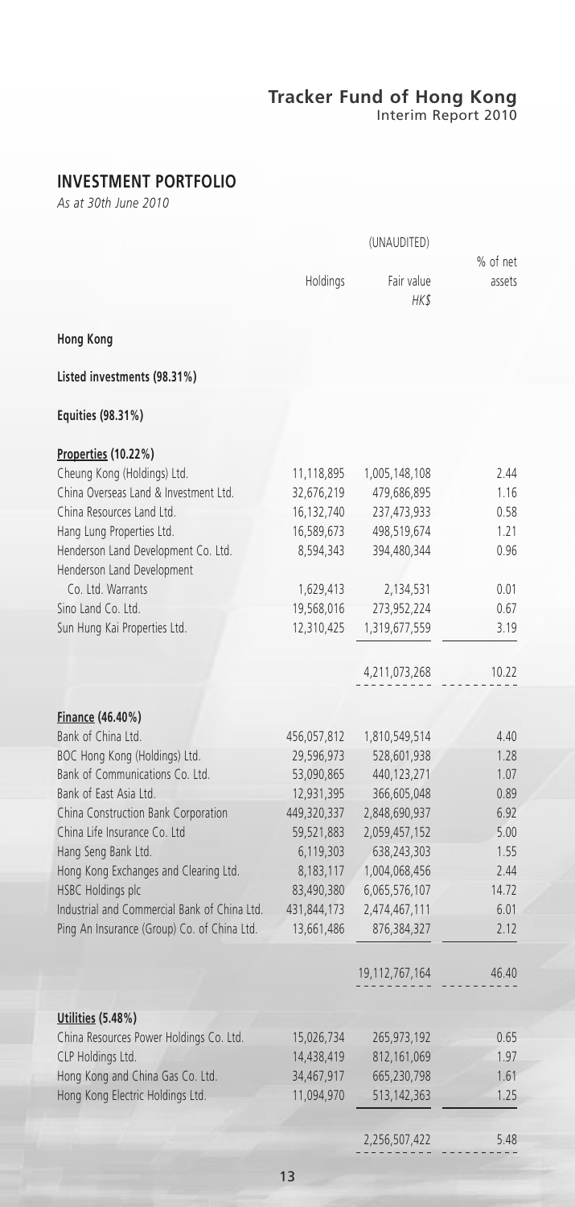## INVESTMENT PORTFOLIO

*As at 30th June 2010*

| | | (UNAUDITED) | |
|---|---|---|---|
| | Holdings | Fair value *HK$* | % of net assets |
| **Hong Kong** | | | |
| **Listed investments (98.31%)** | | | |
| **Equities (98.31%)** | | | |
| **Properties (10.22%)** | | | |
| Cheung Kong (Holdings) Ltd. | 11,118,895 | 1,005,148,108 | 2.44 |
| China Overseas Land & Investment Ltd. | 32,676,219 | 479,686,895 | 1.16 |
| China Resources Land Ltd. | 16,132,740 | 237,473,933 | 0.58 |
| Hang Lung Properties Ltd. | 16,589,673 | 498,519,674 | 1.21 |
| Henderson Land Development Co. Ltd. | 8,594,343 | 394,480,344 | 0.96 |
| Henderson Land Development Co. Ltd. Warrants | 1,629,413 | 2,134,531 | 0.01 |
| Sino Land Co. Ltd. | 19,568,016 | 273,952,224 | 0.67 |
| Sun Hung Kai Properties Ltd. | 12,310,425 | 1,319,677,559 | 3.19 |
| | | 4,211,073,268 | 10.22 |
| **Finance (46.40%)** | | | |
| Bank of China Ltd. | 456,057,812 | 1,810,549,514 | 4.40 |
| BOC Hong Kong (Holdings) Ltd. | 29,596,973 | 528,601,938 | 1.28 |
| Bank of Communications Co. Ltd. | 53,090,865 | 440,123,271 | 1.07 |
| Bank of East Asia Ltd. | 12,931,395 | 366,605,048 | 0.89 |
| China Construction Bank Corporation | 449,320,337 | 2,848,690,937 | 6.92 |
| China Life Insurance Co. Ltd | 59,521,883 | 2,059,457,152 | 5.00 |
| Hang Seng Bank Ltd. | 6,119,303 | 638,243,303 | 1.55 |
| Hong Kong Exchanges and Clearing Ltd. | 8,183,117 | 1,004,068,456 | 2.44 |
| HSBC Holdings plc | 83,490,380 | 6,065,576,107 | 14.72 |
| Industrial and Commercial Bank of China Ltd. | 431,844,173 | 2,474,467,111 | 6.01 |
| Ping An Insurance (Group) Co. of China Ltd. | 13,661,486 | 876,384,327 | 2.12 |
| | | 19,112,767,164 | 46.40 |
| **Utilities (5.48%)** | | | |
| China Resources Power Holdings Co. Ltd. | 15,026,734 | 265,973,192 | 0.65 |
| CLP Holdings Ltd. | 14,438,419 | 812,161,069 | 1.97 |
| Hong Kong and China Gas Co. Ltd. | 34,467,917 | 665,230,798 | 1.61 |
| Hong Kong Electric Holdings Ltd. | 11,094,970 | 513,142,363 | 1.25 |
| | | 2,256,507,422 | 5.48 |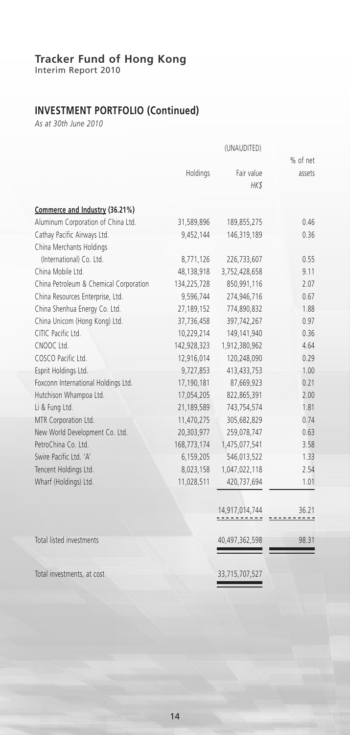# Tracker Fund of Hong Kong

Interim Report 2010

## INVESTMENT PORTFOLIO (Continued)

*As at 30th June 2010*

| | (UNAUDITED) | | |
|---|---|---|---|
| | Holdings | Fair value *HK$* | % of net assets |
| **Commerce and Industry (36.21%)** | | | |
| Aluminum Corporation of China Ltd. | 31,589,896 | 189,855,275 | 0.46 |
| Cathay Pacific Airways Ltd. | 9,452,144 | 146,319,189 | 0.36 |
| China Merchants Holdings (International) Co. Ltd. | 8,771,126 | 226,733,607 | 0.55 |
| China Mobile Ltd. | 48,138,918 | 3,752,428,658 | 9.11 |
| China Petroleum & Chemical Corporation | 134,225,728 | 850,991,116 | 2.07 |
| China Resources Enterprise, Ltd. | 9,596,744 | 274,946,716 | 0.67 |
| China Shenhua Energy Co. Ltd. | 27,189,152 | 774,890,832 | 1.88 |
| China Unicom (Hong Kong) Ltd. | 37,736,458 | 397,742,267 | 0.97 |
| CITIC Pacific Ltd. | 10,229,214 | 149,141,940 | 0.36 |
| CNOOC Ltd. | 142,928,323 | 1,912,380,962 | 4.64 |
| COSCO Pacific Ltd. | 12,916,014 | 120,248,090 | 0.29 |
| Esprit Holdings Ltd. | 9,727,853 | 413,433,753 | 1.00 |
| Foxconn International Holdings Ltd. | 17,190,181 | 87,669,923 | 0.21 |
| Hutchison Whampoa Ltd. | 17,054,205 | 822,865,391 | 2.00 |
| Li & Fung Ltd. | 21,189,589 | 743,754,574 | 1.81 |
| MTR Corporation Ltd. | 11,470,275 | 305,682,829 | 0.74 |
| New World Development Co. Ltd. | 20,303,977 | 259,078,747 | 0.63 |
| PetroChina Co. Ltd. | 168,773,174 | 1,475,077,541 | 3.58 |
| Swire Pacific Ltd. 'A' | 6,159,205 | 546,013,522 | 1.33 |
| Tencent Holdings Ltd. | 8,023,158 | 1,047,022,118 | 2.54 |
| Wharf (Holdings) Ltd. | 11,028,511 | 420,737,694 | 1.01 |
| | | 14,917,014,744 | 36.21 |
| Total listed investments | | 40,497,362,598 | 98.31 |
| Total investments, at cost | | 33,715,707,527 | |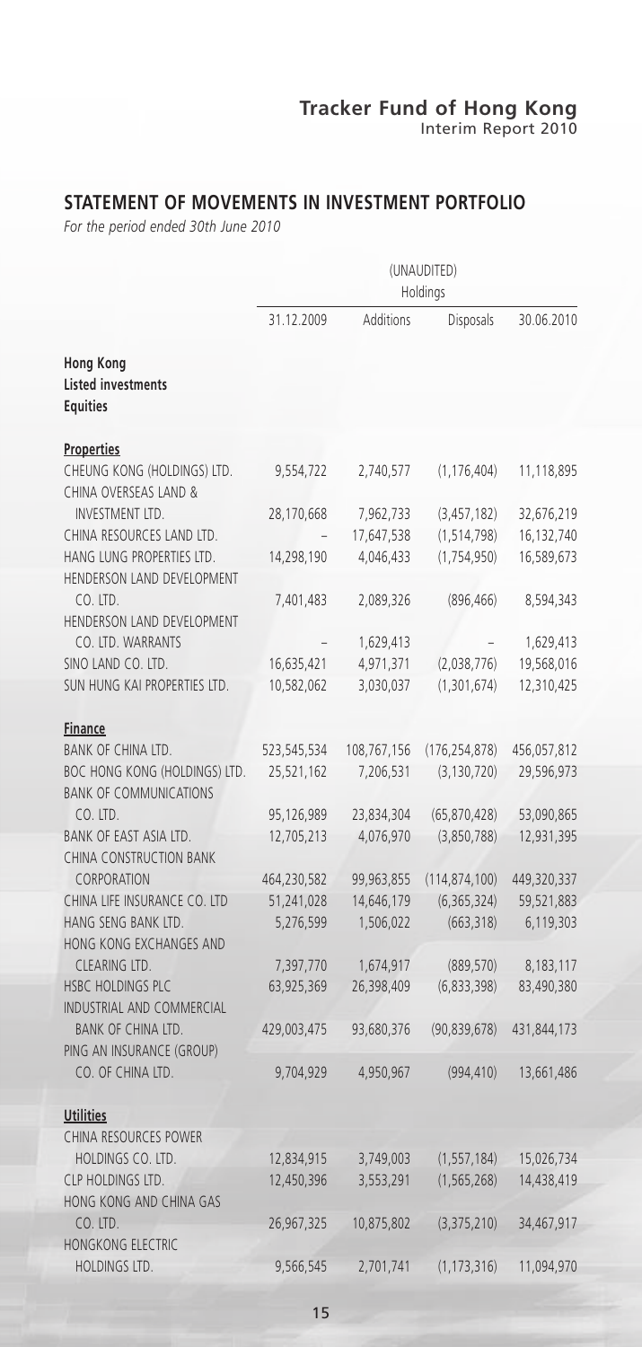## STATEMENT OF MOVEMENTS IN INVESTMENT PORTFOLIO

*For the period ended 30th June 2010*

| | (UNAUDITED) Holdings | | | |
|---|---|---|---|---|
| | 31.12.2009 | Additions | Disposals | 30.06.2010 |
| **Hong Kong** | | | | |
| **Listed investments** | | | | |
| **Equities** | | | | |
| **Properties** | | | | |
| CHEUNG KONG (HOLDINGS) LTD. | 9,554,722 | 2,740,577 | (1,176,404) | 11,118,895 |
| CHINA OVERSEAS LAND & INVESTMENT LTD. | 28,170,668 | 7,962,733 | (3,457,182) | 32,676,219 |
| CHINA RESOURCES LAND LTD. | – | 17,647,538 | (1,514,798) | 16,132,740 |
| HANG LUNG PROPERTIES LTD. | 14,298,190 | 4,046,433 | (1,754,950) | 16,589,673 |
| HENDERSON LAND DEVELOPMENT CO. LTD. | 7,401,483 | 2,089,326 | (896,466) | 8,594,343 |
| HENDERSON LAND DEVELOPMENT CO. LTD. WARRANTS | – | 1,629,413 | – | 1,629,413 |
| SINO LAND CO. LTD. | 16,635,421 | 4,971,371 | (2,038,776) | 19,568,016 |
| SUN HUNG KAI PROPERTIES LTD. | 10,582,062 | 3,030,037 | (1,301,674) | 12,310,425 |
| **Finance** | | | | |
| BANK OF CHINA LTD. | 523,545,534 | 108,767,156 | (176,254,878) | 456,057,812 |
| BOC HONG KONG (HOLDINGS) LTD. | 25,521,162 | 7,206,531 | (3,130,720) | 29,596,973 |
| BANK OF COMMUNICATIONS CO. LTD. | 95,126,989 | 23,834,304 | (65,870,428) | 53,090,865 |
| BANK OF EAST ASIA LTD. | 12,705,213 | 4,076,970 | (3,850,788) | 12,931,395 |
| CHINA CONSTRUCTION BANK CORPORATION | 464,230,582 | 99,963,855 | (114,874,100) | 449,320,337 |
| CHINA LIFE INSURANCE CO. LTD | 51,241,028 | 14,646,179 | (6,365,324) | 59,521,883 |
| HANG SENG BANK LTD. | 5,276,599 | 1,506,022 | (663,318) | 6,119,303 |
| HONG KONG EXCHANGES AND CLEARING LTD. | 7,397,770 | 1,674,917 | (889,570) | 8,183,117 |
| HSBC HOLDINGS PLC | 63,925,369 | 26,398,409 | (6,833,398) | 83,490,380 |
| INDUSTRIAL AND COMMERCIAL BANK OF CHINA LTD. | 429,003,475 | 93,680,376 | (90,839,678) | 431,844,173 |
| PING AN INSURANCE (GROUP) CO. OF CHINA LTD. | 9,704,929 | 4,950,967 | (994,410) | 13,661,486 |
| **Utilities** | | | | |
| CHINA RESOURCES POWER HOLDINGS CO. LTD. | 12,834,915 | 3,749,003 | (1,557,184) | 15,026,734 |
| CLP HOLDINGS LTD. | 12,450,396 | 3,553,291 | (1,565,268) | 14,438,419 |
| HONG KONG AND CHINA GAS CO. LTD. | 26,967,325 | 10,875,802 | (3,375,210) | 34,467,917 |
| HONGKONG ELECTRIC HOLDINGS LTD. | 9,566,545 | 2,701,741 | (1,173,316) | 11,094,970 |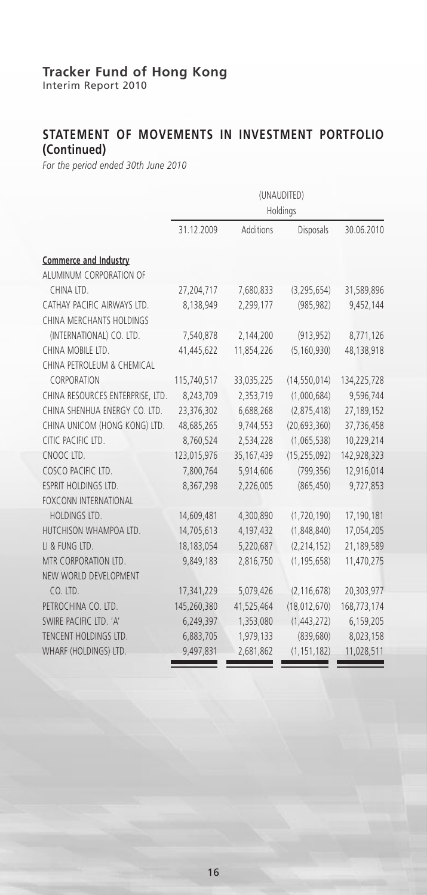# Tracker Fund of Hong Kong

Interim Report 2010

## STATEMENT OF MOVEMENTS IN INVESTMENT PORTFOLIO (Continued)

*For the period ended 30th June 2010*

| | (UNAUDITED) | | | |
|---|---|---|---|---|
| | Holdings | | | |
| | 31.12.2009 | Additions | Disposals | 30.06.2010 |
| **Commerce and Industry** | | | | |
| ALUMINUM CORPORATION OF CHINA LTD. | 27,204,717 | 7,680,833 | (3,295,654) | 31,589,896 |
| CATHAY PACIFIC AIRWAYS LTD. | 8,138,949 | 2,299,177 | (985,982) | 9,452,144 |
| CHINA MERCHANTS HOLDINGS (INTERNATIONAL) CO. LTD. | 7,540,878 | 2,144,200 | (913,952) | 8,771,126 |
| CHINA MOBILE LTD. | 41,445,622 | 11,854,226 | (5,160,930) | 48,138,918 |
| CHINA PETROLEUM & CHEMICAL CORPORATION | 115,740,517 | 33,035,225 | (14,550,014) | 134,225,728 |
| CHINA RESOURCES ENTERPRISE, LTD. | 8,243,709 | 2,353,719 | (1,000,684) | 9,596,744 |
| CHINA SHENHUA ENERGY CO. LTD. | 23,376,302 | 6,688,268 | (2,875,418) | 27,189,152 |
| CHINA UNICOM (HONG KONG) LTD. | 48,685,265 | 9,744,553 | (20,693,360) | 37,736,458 |
| CITIC PACIFIC LTD. | 8,760,524 | 2,534,228 | (1,065,538) | 10,229,214 |
| CNOOC LTD. | 123,015,976 | 35,167,439 | (15,255,092) | 142,928,323 |
| COSCO PACIFIC LTD. | 7,800,764 | 5,914,606 | (799,356) | 12,916,014 |
| ESPRIT HOLDINGS LTD. | 8,367,298 | 2,226,005 | (865,450) | 9,727,853 |
| FOXCONN INTERNATIONAL HOLDINGS LTD. | 14,609,481 | 4,300,890 | (1,720,190) | 17,190,181 |
| HUTCHISON WHAMPOA LTD. | 14,705,613 | 4,197,432 | (1,848,840) | 17,054,205 |
| LI & FUNG LTD. | 18,183,054 | 5,220,687 | (2,214,152) | 21,189,589 |
| MTR CORPORATION LTD. | 9,849,183 | 2,816,750 | (1,195,658) | 11,470,275 |
| NEW WORLD DEVELOPMENT CO. LTD. | 17,341,229 | 5,079,426 | (2,116,678) | 20,303,977 |
| PETROCHINA CO. LTD. | 145,260,380 | 41,525,464 | (18,012,670) | 168,773,174 |
| SWIRE PACIFIC LTD. 'A' | 6,249,397 | 1,353,080 | (1,443,272) | 6,159,205 |
| TENCENT HOLDINGS LTD. | 6,883,705 | 1,979,133 | (839,680) | 8,023,158 |
| WHARF (HOLDINGS) LTD. | 9,497,831 | 2,681,862 | (1,151,182) | 11,028,511 |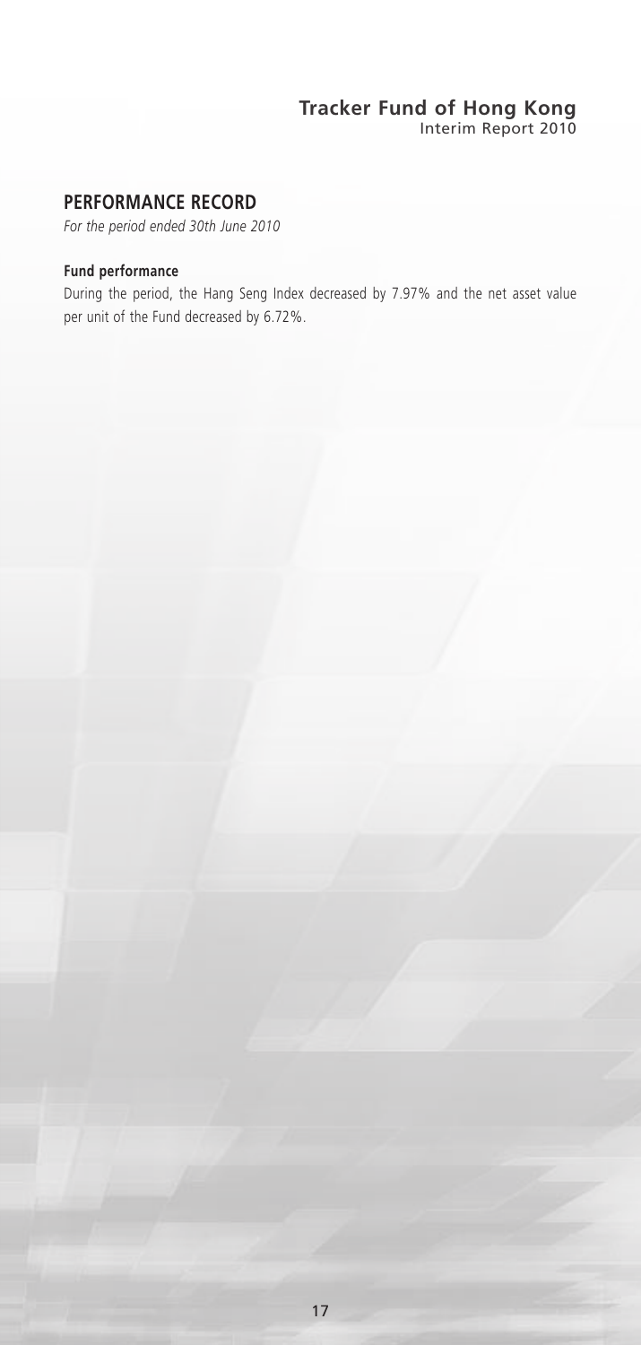## PERFORMANCE RECORD

*For the period ended 30th June 2010*

**Fund performance**

During the period, the Hang Seng Index decreased by 7.97% and the net asset value per unit of the Fund decreased by 6.72%.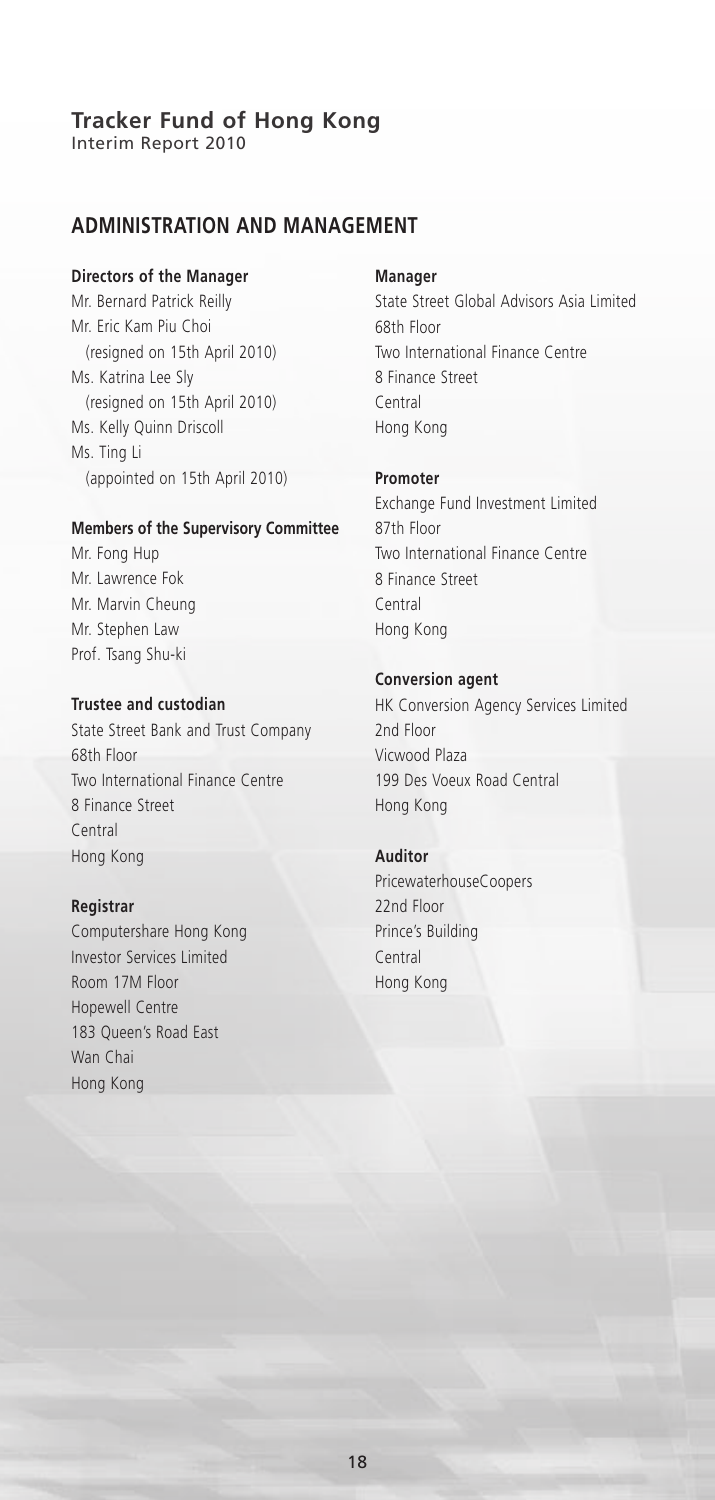## ADMINISTRATION AND MANAGEMENT

**Directors of the Manager**

Mr. Bernard Patrick Reilly
Mr. Eric Kam Piu Choi
(resigned on 15th April 2010)
Ms. Katrina Lee Sly
(resigned on 15th April 2010)
Ms. Kelly Quinn Driscoll
Ms. Ting Li
(appointed on 15th April 2010)

**Members of the Supervisory Committee**

Mr. Fong Hup
Mr. Lawrence Fok
Mr. Marvin Cheung
Mr. Stephen Law
Prof. Tsang Shu-ki

**Trustee and custodian**

State Street Bank and Trust Company
68th Floor
Two International Finance Centre
8 Finance Street
Central
Hong Kong

**Registrar**

Computershare Hong Kong
Investor Services Limited
Room 17M Floor
Hopewell Centre
183 Queen's Road East
Wan Chai
Hong Kong

**Manager**

State Street Global Advisors Asia Limited
68th Floor
Two International Finance Centre
8 Finance Street
Central
Hong Kong

**Promoter**

Exchange Fund Investment Limited
87th Floor
Two International Finance Centre
8 Finance Street
Central
Hong Kong

**Conversion agent**

HK Conversion Agency Services Limited
2nd Floor
Vicwood Plaza
199 Des Voeux Road Central
Hong Kong

**Auditor**

PricewaterhouseCoopers
22nd Floor
Prince's Building
Central
Hong Kong